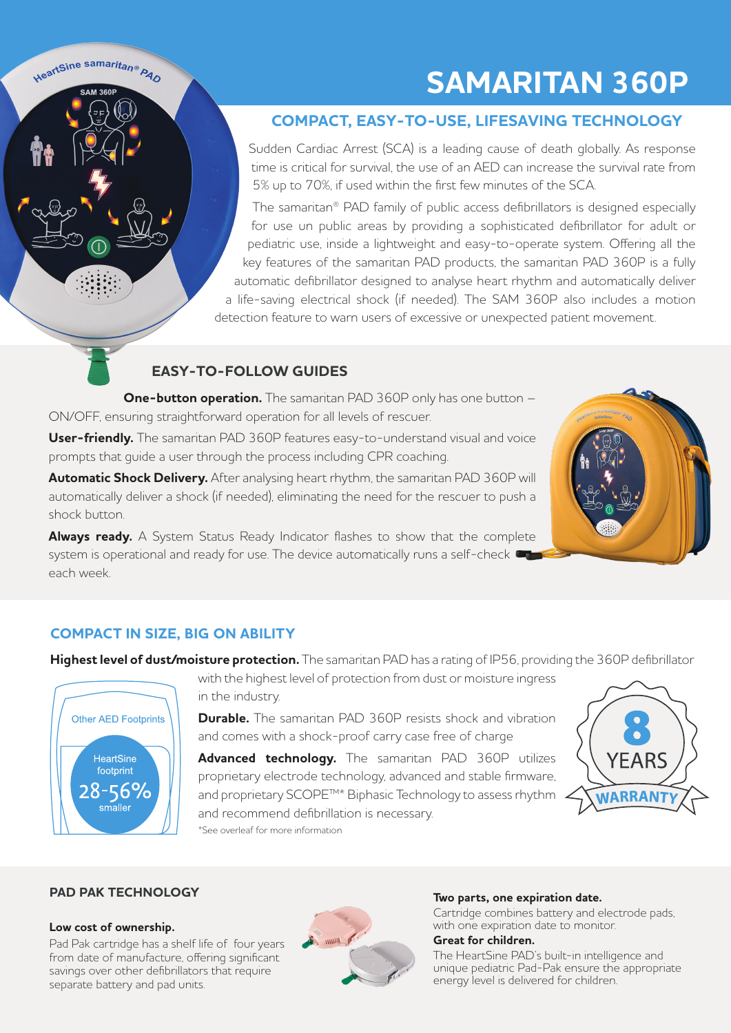# SAMARITAN 360P

## COMPACT, EASY-TO-USE, LIFESAVING TECHNOLOGY

Sudden Cardiac Arrest (SCA) is a leading cause of death globally. As response time is critical for survival, the use of an AED can increase the survival rate from 5% up to 70%, if used within the first few minutes of the SCA.

The samaritan® PAD family of public access defibrillators is designed especially for use un public areas by providing a sophisticated defibrillator for adult or pediatric use, inside a lightweight and easy-to-operate system. Offering all the key features of the samaritan PAD products, the samaritan PAD 360P is a fully automatic defibrillator designed to analyse heart rhythm and automatically deliver a life-saving electrical shock (if needed). The SAM 360P also includes a motion detection feature to warn users of excessive or unexpected patient movement.

## EASY-TO-FOLLOW GUIDES

**One-button operation.** The samaritan PAD 360P only has one button – ON/OFF, ensuring straightforward operation for all levels of rescuer.

**User-friendly.** The samaritan PAD 360P features easy-to-understand visual and voice prompts that guide a user through the process including CPR coaching.

**Automatic Shock Delivery.** After analysing heart rhythm, the samaritan PAD 360P will automatically deliver a shock (if needed), eliminating the need for the rescuer to push a shock button.

**Always ready.** A System Status Ready Indicator flashes to show that the complete system is operational and ready for use. The device automatically runs a self-check each week.

## COMPACT IN SIZE, BIG ON ABILITY

**Highest level of dust/moisture protection.** The samaritan PAD has a rating of IP56, providing the 360P defibrillator with the highest level of protection from dust or moisture ingress in the industry.

Other AED Footprints

HeartSine footprint 28-56% smaller

**Durable.** The samaritan PAD 360P resists shock and vibration and comes with a shock-proof carry case free of charge

**Advanced technology.** The samaritan PAD 360P utilizes proprietary electrode technology, advanced and stable firmware, and proprietary SCOPE™* Biphasic Technology to assess rhythm and recommend defibrillation is necessary.

*See overleaf for more information

8 YEARS WARRANTY

## PAD PAK TECHNOLOGY

**Low cost of ownership.**

Pad Pak cartridge has a shelf life of four years from date of manufacture, offering significant savings over other defibrillators that require separate battery and pad units.

**Two parts, one expiration date.**

Cartridge combines battery and electrode pads, with one expiration date to monitor.

**Great for children.**

The HeartSine PAD's built-in intelligence and unique pediatric Pad-Pak ensure the appropriate energy level is delivered for children.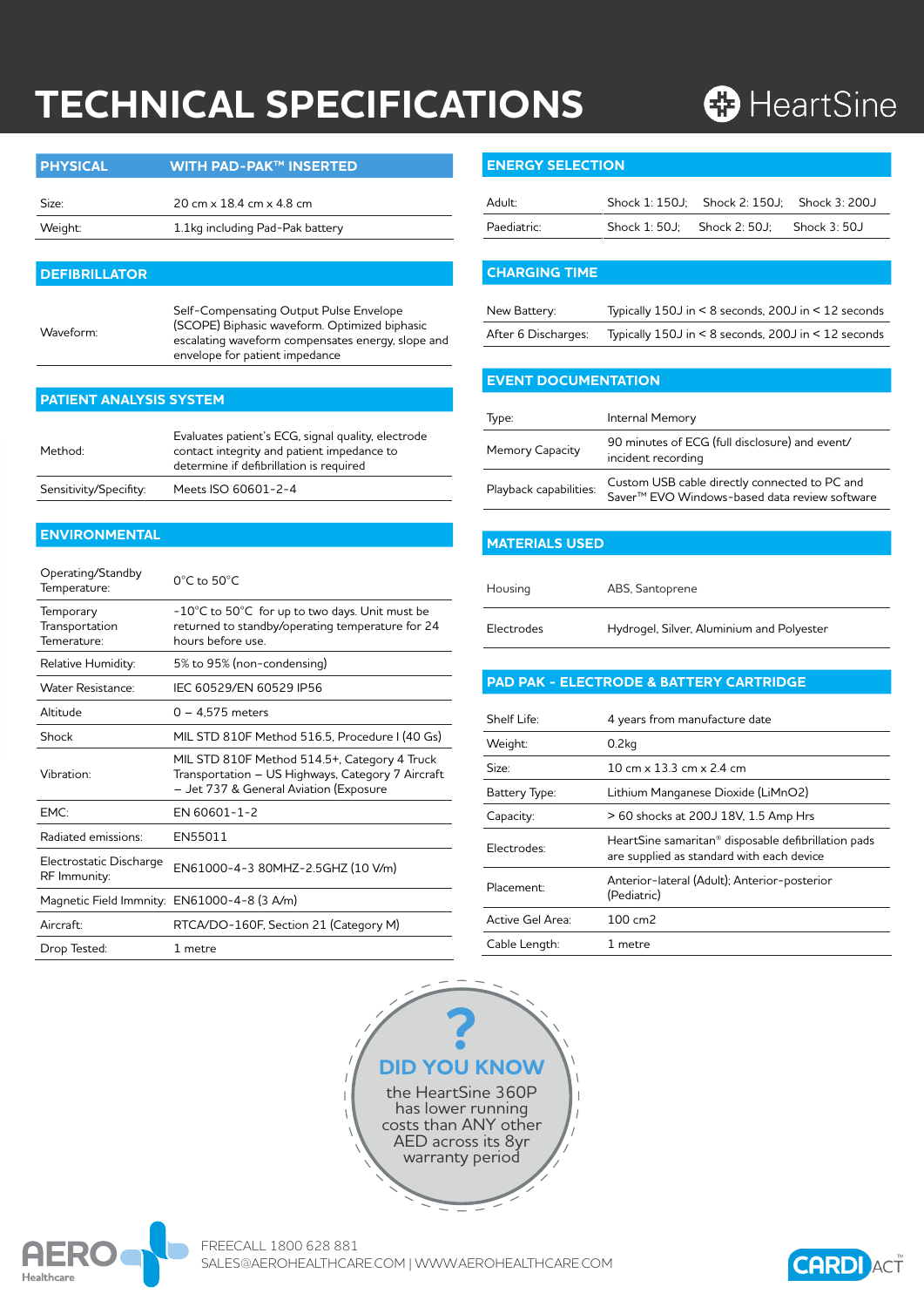# TECHNICAL SPECIFICATIONS

HeartSine

## PHYSICAL

| PHYSICAL | WITH PAD-PAK™ INSERTED |
|---|---|
| Size: | 20 cm x 18.4 cm x 4.8 cm |
| Weight: | 1.1kg including Pad-Pak battery |

## DEFIBRILLATOR

| | |
|---|---|
| Waveform: | Self-Compensating Output Pulse Envelope (SCOPE) Biphasic waveform. Optimized biphasic escalating waveform compensates energy, slope and envelope for patient impedance |

## PATIENT ANALYSIS SYSTEM

| | |
|---|---|
| Method: | Evaluates patient's ECG, signal quality, electrode contact integrity and patient impedance to determine if defibrillation is required |
| Sensitivity/Specifity: | Meets ISO 60601-2-4 |

## ENVIRONMENTAL

| | |
|---|---|
| Operating/Standby Temperature: | 0°C to 50°C |
| Temporary Transportation Temerature: | -10°C to 50°C for up to two days. Unit must be returned to standby/operating temperature for 24 hours before use. |
| Relative Humidity: | 5% to 95% (non-condensing) |
| Water Resistance: | IEC 60529/EN 60529 IP56 |
| Altitude | 0 – 4,575 meters |
| Shock | MIL STD 810F Method 516.5, Procedure I (40 Gs) |
| Vibration: | MIL STD 810F Method 514.5+, Category 4 Truck Transportation – US Highways, Category 7 Aircraft – Jet 737 & General Aviation (Exposure |
| EMC: | EN 60601-1-2 |
| Radiated emissions: | EN55011 |
| Electrostatic Discharge RF Immunity: | EN61000-4-3 80MHZ-2.5GHZ (10 V/m) |
| Magnetic Field Immnity: | EN61000-4-8 (3 A/m) |
| Aircraft: | RTCA/DO-160F, Section 21 (Category M) |
| Drop Tested: | 1 metre |

## ENERGY SELECTION

| | | | |
|---|---|---|---|
| Adult: | Shock 1: 150J; | Shock 2: 150J; | Shock 3: 200J |
| Paediatric: | Shock 1: 50J; | Shock 2: 50J; | Shock 3: 50J |

## CHARGING TIME

| | |
|---|---|
| New Battery: | Typically 150J in < 8 seconds, 200J in < 12 seconds |
| After 6 Discharges: | Typically 150J in < 8 seconds, 200J in < 12 seconds |

## EVENT DOCUMENTATION

| | |
|---|---|
| Type: | Internal Memory |
| Memory Capacity | 90 minutes of ECG (full disclosure) and event/incident recording |
| Playback capabilities: | Custom USB cable directly connected to PC and Saver™ EVO Windows-based data review software |

## MATERIALS USED

| | |
|---|---|
| Housing | ABS, Santoprene |
| Electrodes | Hydrogel, Silver, Aluminium and Polyester |

## PAD PAK - ELECTRODE & BATTERY CARTRIDGE

| | |
|---|---|
| Shelf Life: | 4 years from manufacture date |
| Weight: | 0.2kg |
| Size: | 10 cm x 13.3 cm x 2.4 cm |
| Battery Type: | Lithium Manganese Dioxide ($LiMnO_2$) |
| Capacity: | > 60 shocks at 200J 18V, 1.5 Amp Hrs |
| Electrodes: | HeartSine samaritan® disposable defibrillation pads are supplied as standard with each device |
| Placement: | Anterior-lateral (Adult); Anterior-posterior (Pediatric) |
| Active Gel Area: | 100 cm2 |
| Cable Length: | 1 metre |

**DID YOU KNOW?**

the HeartSine 360P has lower running costs than ANY other AED across its 8yr warranty period

AERO Healthcare

FREECALL 1800 628 881
SALES@AEROHEALTHCARE.COM | WWW.AEROHEALTHCARE.COM

CARDIACT™